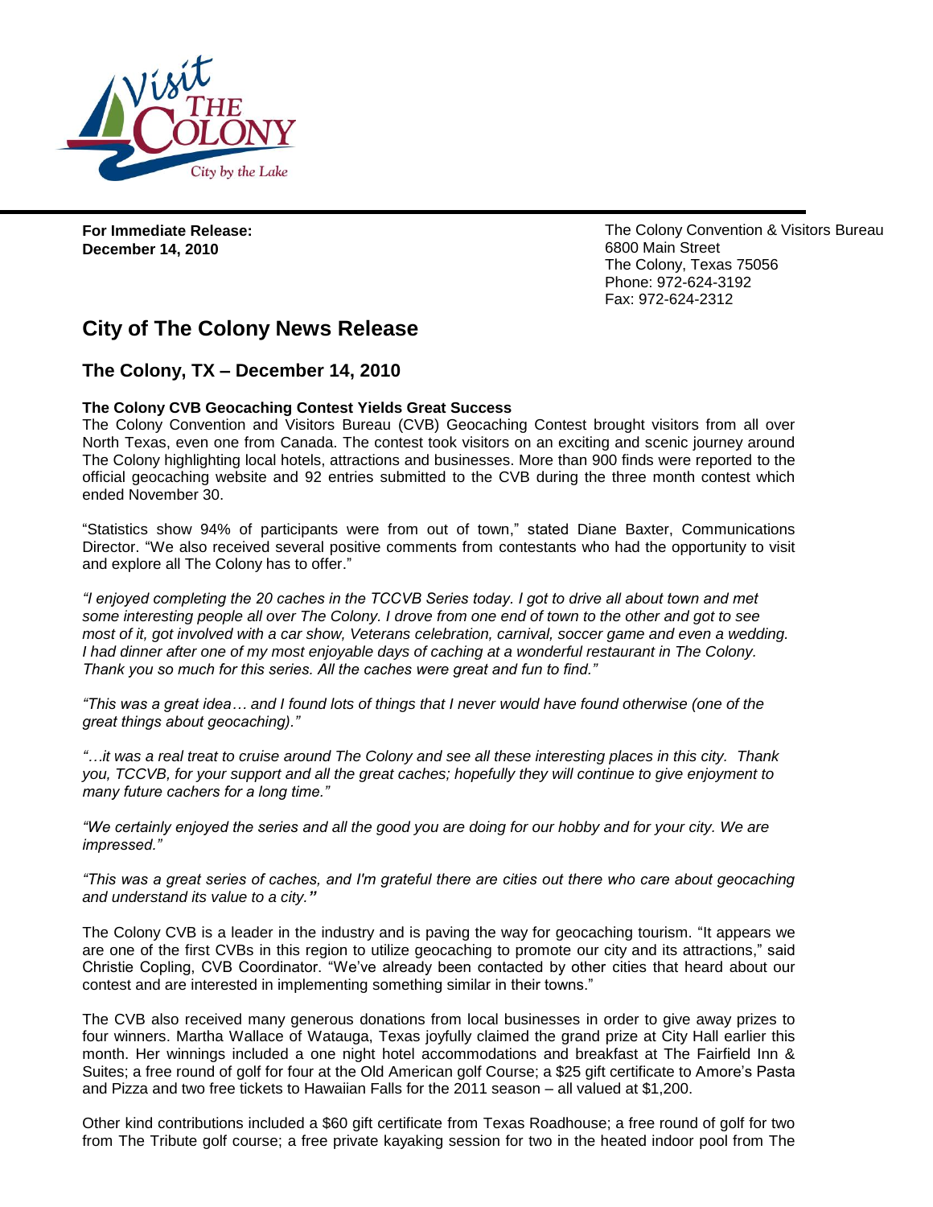**For Immediate Release:**
**December 14, 2010**

The Colony Convention & Visitors Bureau
6800 Main Street
The Colony, Texas 75056
Phone: 972-624-3192
Fax: 972-624-2312

## City of The Colony News Release

### The Colony, TX – December 14, 2010

**The Colony CVB Geocaching Contest Yields Great Success**

The Colony Convention and Visitors Bureau (CVB) Geocaching Contest brought visitors from all over North Texas, even one from Canada. The contest took visitors on an exciting and scenic journey around The Colony highlighting local hotels, attractions and businesses. More than 900 finds were reported to the official geocaching website and 92 entries submitted to the CVB during the three month contest which ended November 30.

"Statistics show 94% of participants were from out of town," stated Diane Baxter, Communications Director. "We also received several positive comments from contestants who had the opportunity to visit and explore all The Colony has to offer."

*"I enjoyed completing the 20 caches in the TCCVB Series today. I got to drive all about town and met some interesting people all over The Colony. I drove from one end of town to the other and got to see most of it, got involved with a car show, Veterans celebration, carnival, soccer game and even a wedding. I had dinner after one of my most enjoyable days of caching at a wonderful restaurant in The Colony. Thank you so much for this series. All the caches were great and fun to find."*

*"This was a great idea… and I found lots of things that I never would have found otherwise (one of the great things about geocaching)."*

*"…it was a real treat to cruise around The Colony and see all these interesting places in this city. Thank you, TCCVB, for your support and all the great caches; hopefully they will continue to give enjoyment to many future cachers for a long time."*

*"We certainly enjoyed the series and all the good you are doing for our hobby and for your city. We are impressed."*

*"This was a great series of caches, and I'm grateful there are cities out there who care about geocaching and understand its value to a city."*

The Colony CVB is a leader in the industry and is paving the way for geocaching tourism. "It appears we are one of the first CVBs in this region to utilize geocaching to promote our city and its attractions," said Christie Copling, CVB Coordinator. "We've already been contacted by other cities that heard about our contest and are interested in implementing something similar in their towns."

The CVB also received many generous donations from local businesses in order to give away prizes to four winners. Martha Wallace of Watauga, Texas joyfully claimed the grand prize at City Hall earlier this month. Her winnings included a one night hotel accommodations and breakfast at The Fairfield Inn & Suites; a free round of golf for four at the Old American golf Course; a $25 gift certificate to Amore's Pasta and Pizza and two free tickets to Hawaiian Falls for the 2011 season – all valued at $1,200.

Other kind contributions included a $60 gift certificate from Texas Roadhouse; a free round of golf for two from The Tribute golf course; a free private kayaking session for two in the heated indoor pool from The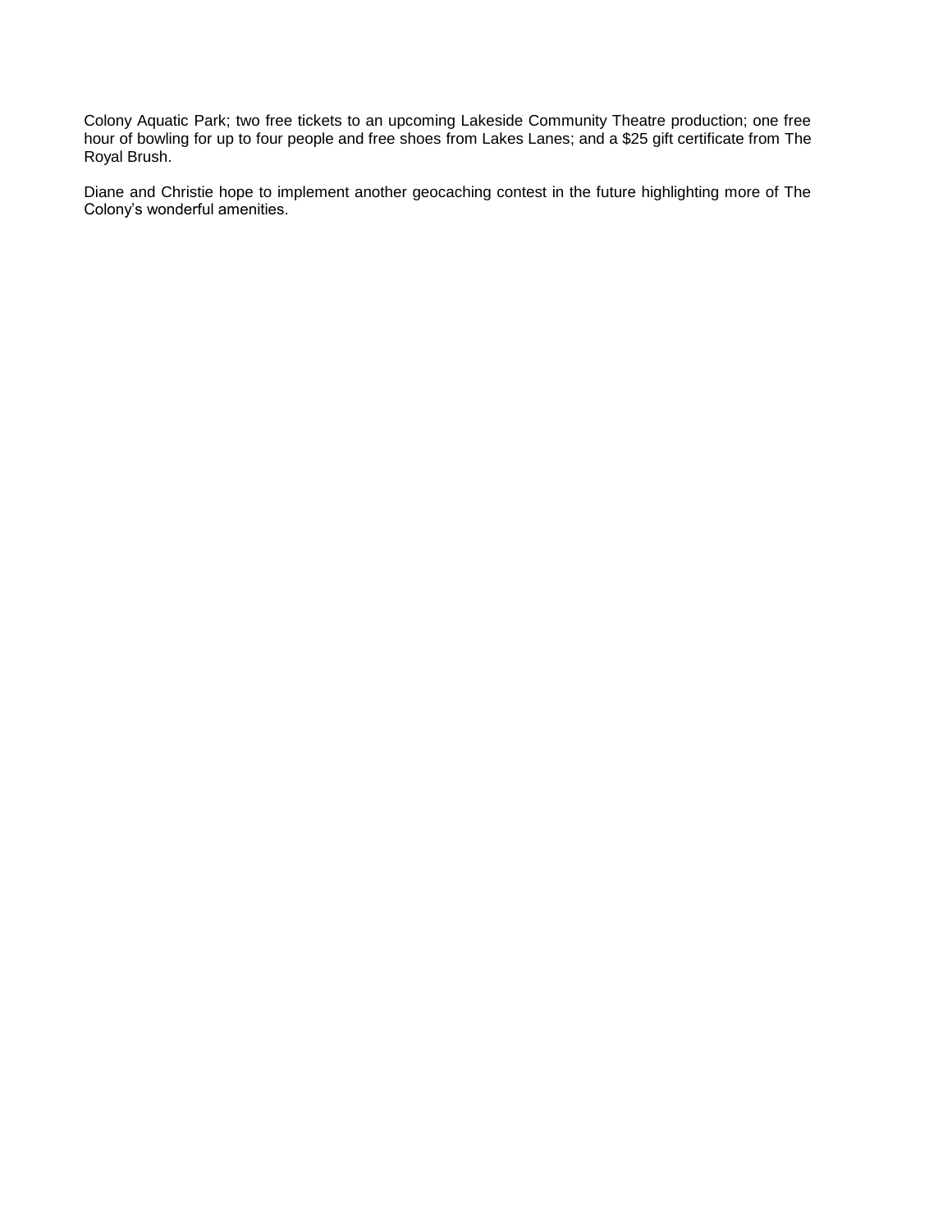Colony Aquatic Park; two free tickets to an upcoming Lakeside Community Theatre production; one free hour of bowling for up to four people and free shoes from Lakes Lanes; and a $25 gift certificate from The Royal Brush.

Diane and Christie hope to implement another geocaching contest in the future highlighting more of The Colony's wonderful amenities.